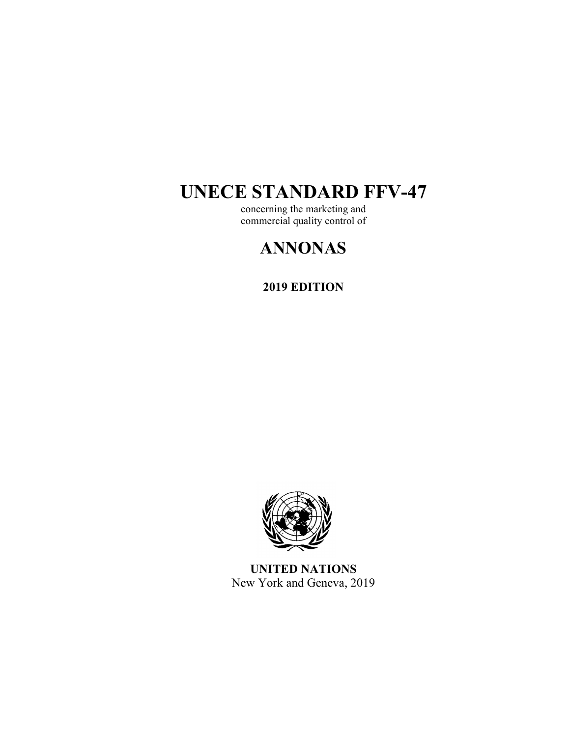# UNECE STANDARD FFV-47

concerning the marketing and
commercial quality control of

# ANNONAS

**2019 EDITION**

**UNITED NATIONS**
New York and Geneva, 2019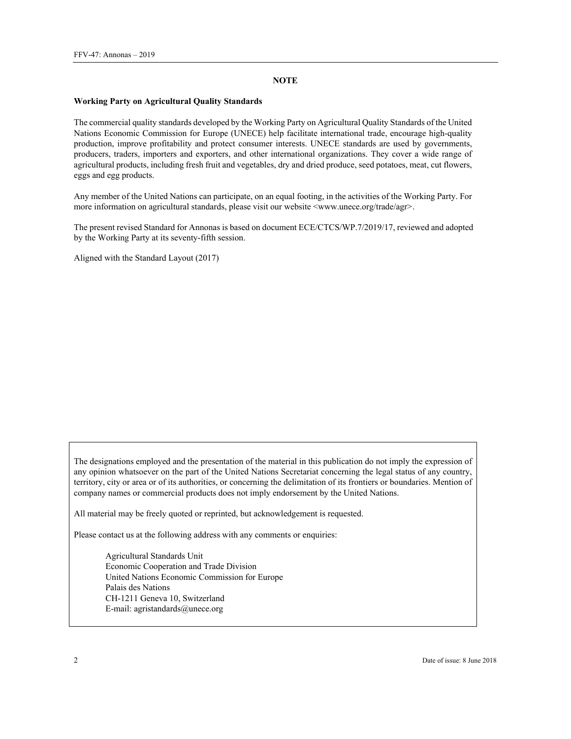## NOTE

**Working Party on Agricultural Quality Standards**

The commercial quality standards developed by the Working Party on Agricultural Quality Standards of the United Nations Economic Commission for Europe (UNECE) help facilitate international trade, encourage high-quality production, improve profitability and protect consumer interests. UNECE standards are used by governments, producers, traders, importers and exporters, and other international organizations. They cover a wide range of agricultural products, including fresh fruit and vegetables, dry and dried produce, seed potatoes, meat, cut flowers, eggs and egg products.

Any member of the United Nations can participate, on an equal footing, in the activities of the Working Party. For more information on agricultural standards, please visit our website <www.unece.org/trade/agr>.

The present revised Standard for Annonas is based on document ECE/CTCS/WP.7/2019/17, reviewed and adopted by the Working Party at its seventy-fifth session.

Aligned with the Standard Layout (2017)

The designations employed and the presentation of the material in this publication do not imply the expression of any opinion whatsoever on the part of the United Nations Secretariat concerning the legal status of any country, territory, city or area or of its authorities, or concerning the delimitation of its frontiers or boundaries. Mention of company names or commercial products does not imply endorsement by the United Nations.

All material may be freely quoted or reprinted, but acknowledgement is requested.

Please contact us at the following address with any comments or enquiries:

Agricultural Standards Unit
Economic Cooperation and Trade Division
United Nations Economic Commission for Europe
Palais des Nations
CH-1211 Geneva 10, Switzerland
E-mail: agristandards@unece.org

Date of issue: 8 June 2018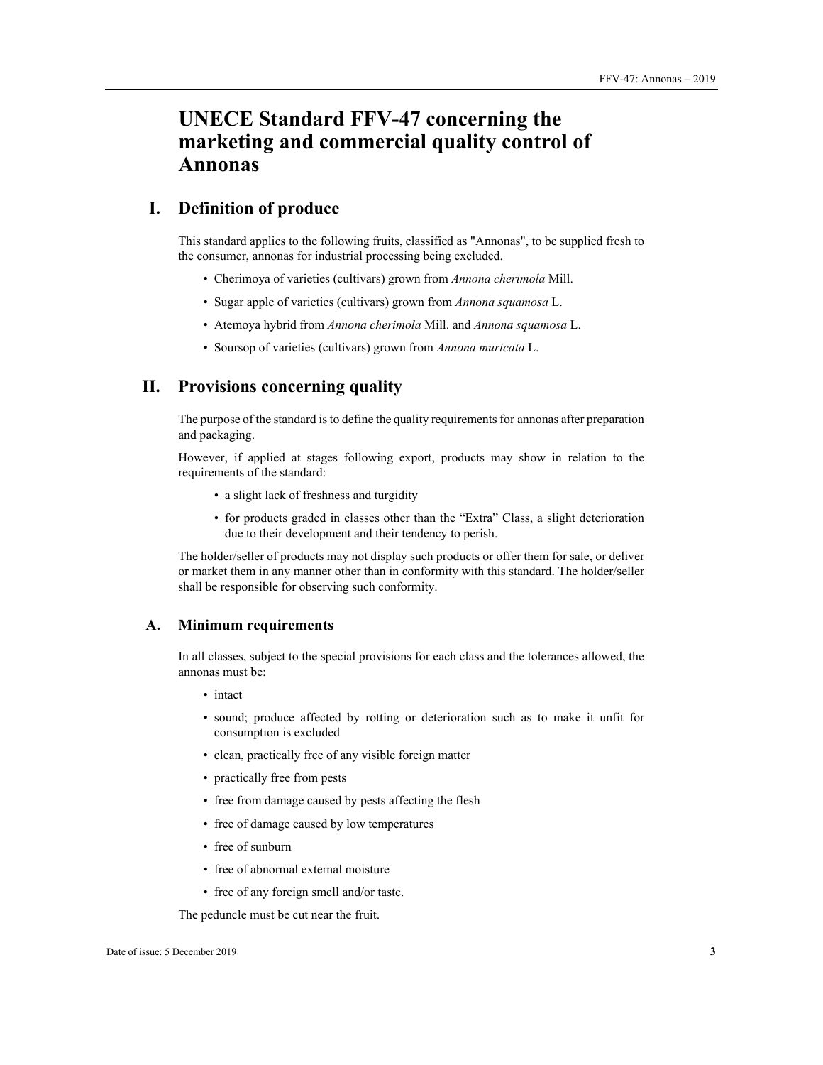// UNECE Standard FFV-47 concerning the marketing and commercial quality control of Annonas

# UNECE Standard FFV-47 concerning the marketing and commercial quality control of Annonas

## I. Definition of produce

This standard applies to the following fruits, classified as "Annonas", to be supplied fresh to the consumer, annonas for industrial processing being excluded.

- Cherimoya of varieties (cultivars) grown from *Annona cherimola* Mill.
- Sugar apple of varieties (cultivars) grown from *Annona squamosa* L.
- Atemoya hybrid from *Annona cherimola* Mill. and *Annona squamosa* L.
- Soursop of varieties (cultivars) grown from *Annona muricata* L.

## II. Provisions concerning quality

The purpose of the standard is to define the quality requirements for annonas after preparation and packaging.

However, if applied at stages following export, products may show in relation to the requirements of the standard:

- a slight lack of freshness and turgidity
- for products graded in classes other than the “Extra” Class, a slight deterioration due to their development and their tendency to perish.

The holder/seller of products may not display such products or offer them for sale, or deliver or market them in any manner other than in conformity with this standard. The holder/seller shall be responsible for observing such conformity.

### A. Minimum requirements

In all classes, subject to the special provisions for each class and the tolerances allowed, the annonas must be:

- intact
- sound; produce affected by rotting or deterioration such as to make it unfit for consumption is excluded
- clean, practically free of any visible foreign matter
- practically free from pests
- free from damage caused by pests affecting the flesh
- free of damage caused by low temperatures
- free of sunburn
- free of abnormal external moisture
- free of any foreign smell and/or taste.

The peduncle must be cut near the fruit.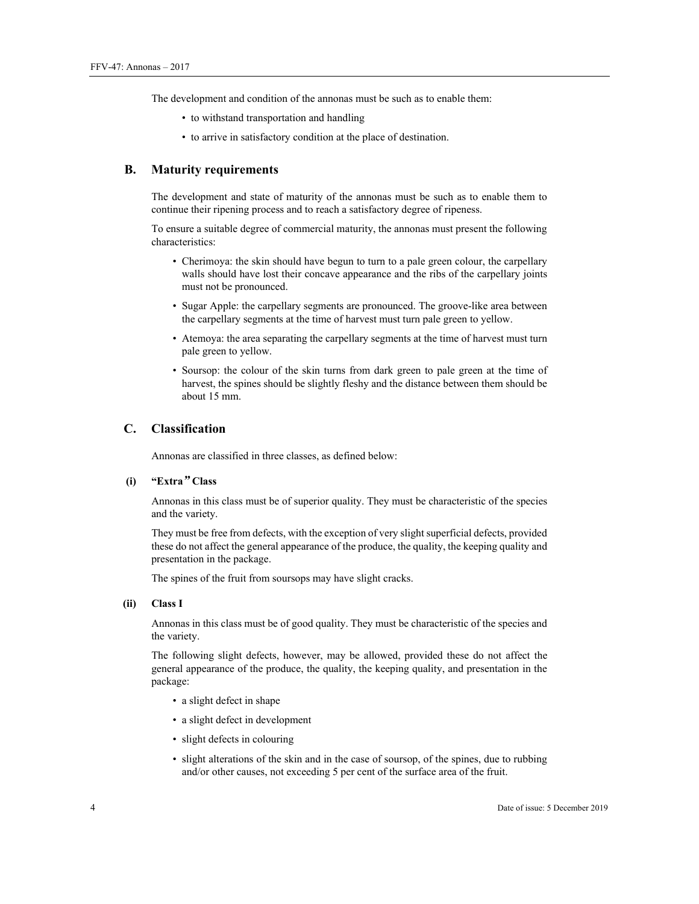The development and condition of the annonas must be such as to enable them:

- to withstand transportation and handling
- to arrive in satisfactory condition at the place of destination.

## B. Maturity requirements

The development and state of maturity of the annonas must be such as to enable them to continue their ripening process and to reach a satisfactory degree of ripeness.

To ensure a suitable degree of commercial maturity, the annonas must present the following characteristics:

- Cherimoya: the skin should have begun to turn to a pale green colour, the carpellary walls should have lost their concave appearance and the ribs of the carpellary joints must not be pronounced.
- Sugar Apple: the carpellary segments are pronounced. The groove-like area between the carpellary segments at the time of harvest must turn pale green to yellow.
- Atemoya: the area separating the carpellary segments at the time of harvest must turn pale green to yellow.
- Soursop: the colour of the skin turns from dark green to pale green at the time of harvest, the spines should be slightly fleshy and the distance between them should be about 15 mm.

## C. Classification

Annonas are classified in three classes, as defined below:

### (i) "Extra" Class

Annonas in this class must be of superior quality. They must be characteristic of the species and the variety.

They must be free from defects, with the exception of very slight superficial defects, provided these do not affect the general appearance of the produce, the quality, the keeping quality and presentation in the package.

The spines of the fruit from soursops may have slight cracks.

### (ii) Class I

Annonas in this class must be of good quality. They must be characteristic of the species and the variety.

The following slight defects, however, may be allowed, provided these do not affect the general appearance of the produce, the quality, the keeping quality, and presentation in the package:

- a slight defect in shape
- a slight defect in development
- slight defects in colouring
- slight alterations of the skin and in the case of soursop, of the spines, due to rubbing and/or other causes, not exceeding 5 per cent of the surface area of the fruit.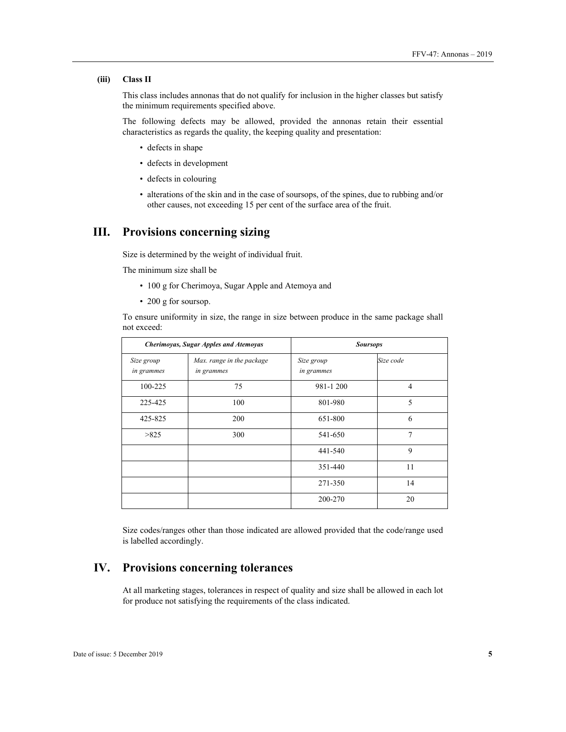#### (iii) Class II

This class includes annonas that do not qualify for inclusion in the higher classes but satisfy the minimum requirements specified above.

The following defects may be allowed, provided the annonas retain their essential characteristics as regards the quality, the keeping quality and presentation:

- defects in shape
- defects in development
- defects in colouring
- alterations of the skin and in the case of soursops, of the spines, due to rubbing and/or other causes, not exceeding 15 per cent of the surface area of the fruit.

## III. Provisions concerning sizing

Size is determined by the weight of individual fruit.

The minimum size shall be

- 100 g for Cherimoya, Sugar Apple and Atemoya and
- 200 g for soursop.

To ensure uniformity in size, the range in size between produce in the same package shall not exceed:

| ***Cherimoyas, Sugar Apples and Atemoyas*** | | ***Soursops*** | |
|---|---|---|---|
| *Size group in grammes* | *Max. range in the package in grammes* | *Size group in grammes* | *Size code* |
| 100-225 | 75 | 981-1 200 | 4 |
| 225-425 | 100 | 801-980 | 5 |
| 425-825 | 200 | 651-800 | 6 |
| >825 | 300 | 541-650 | 7 |
| | | 441-540 | 9 |
| | | 351-440 | 11 |
| | | 271-350 | 14 |
| | | 200-270 | 20 |

Size codes/ranges other than those indicated are allowed provided that the code/range used is labelled accordingly.

## IV. Provisions concerning tolerances

At all marketing stages, tolerances in respect of quality and size shall be allowed in each lot for produce not satisfying the requirements of the class indicated.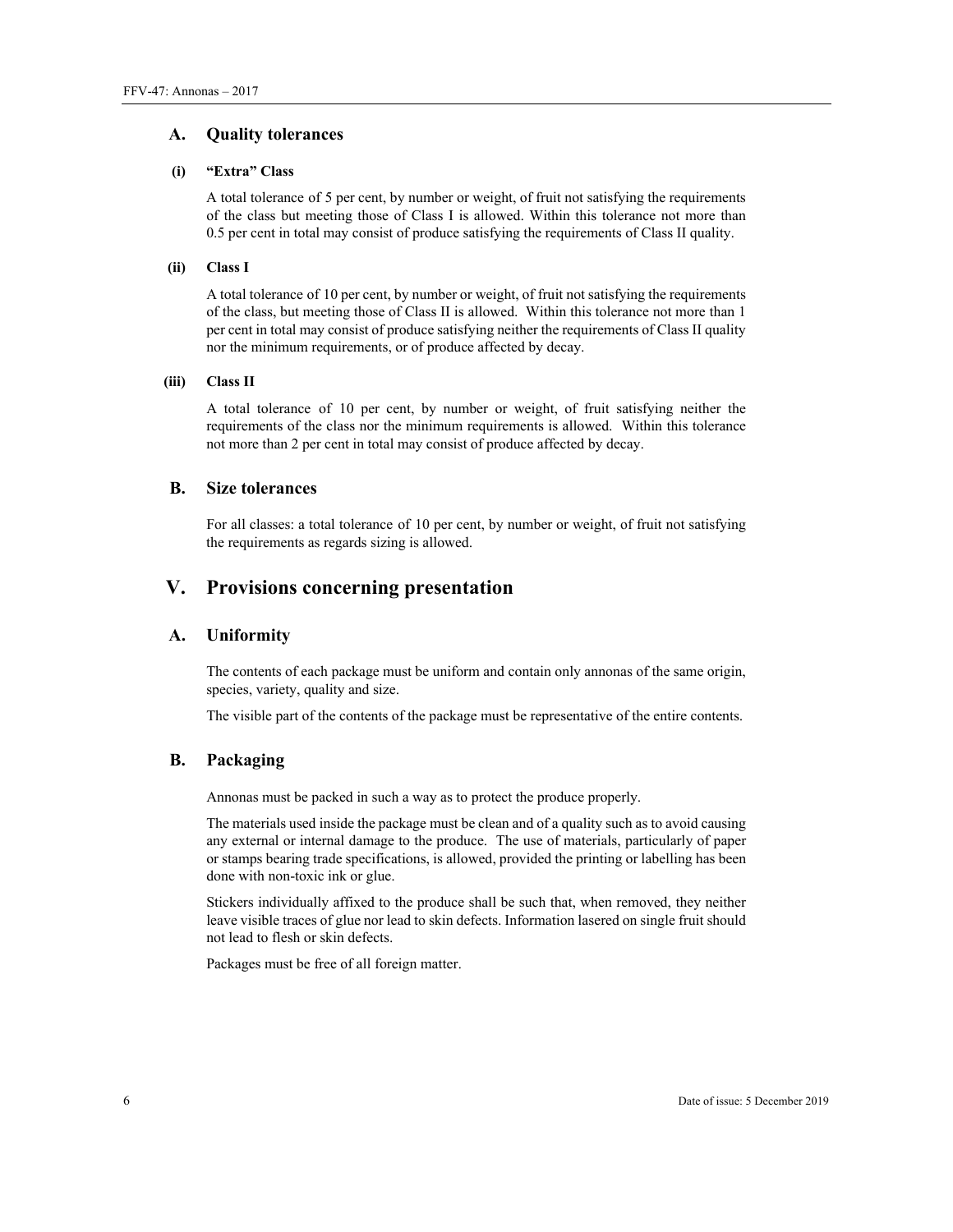## A. Quality tolerances

### (i) "Extra" Class

A total tolerance of 5 per cent, by number or weight, of fruit not satisfying the requirements of the class but meeting those of Class I is allowed. Within this tolerance not more than 0.5 per cent in total may consist of produce satisfying the requirements of Class II quality.

### (ii) Class I

A total tolerance of 10 per cent, by number or weight, of fruit not satisfying the requirements of the class, but meeting those of Class II is allowed. Within this tolerance not more than 1 per cent in total may consist of produce satisfying neither the requirements of Class II quality nor the minimum requirements, or of produce affected by decay.

### (iii) Class II

A total tolerance of 10 per cent, by number or weight, of fruit satisfying neither the requirements of the class nor the minimum requirements is allowed. Within this tolerance not more than 2 per cent in total may consist of produce affected by decay.

## B. Size tolerances

For all classes: a total tolerance of 10 per cent, by number or weight, of fruit not satisfying the requirements as regards sizing is allowed.

# V. Provisions concerning presentation

## A. Uniformity

The contents of each package must be uniform and contain only annonas of the same origin, species, variety, quality and size.

The visible part of the contents of the package must be representative of the entire contents.

## B. Packaging

Annonas must be packed in such a way as to protect the produce properly.

The materials used inside the package must be clean and of a quality such as to avoid causing any external or internal damage to the produce. The use of materials, particularly of paper or stamps bearing trade specifications, is allowed, provided the printing or labelling has been done with non-toxic ink or glue.

Stickers individually affixed to the produce shall be such that, when removed, they neither leave visible traces of glue nor lead to skin defects. Information lasered on single fruit should not lead to flesh or skin defects.

Packages must be free of all foreign matter.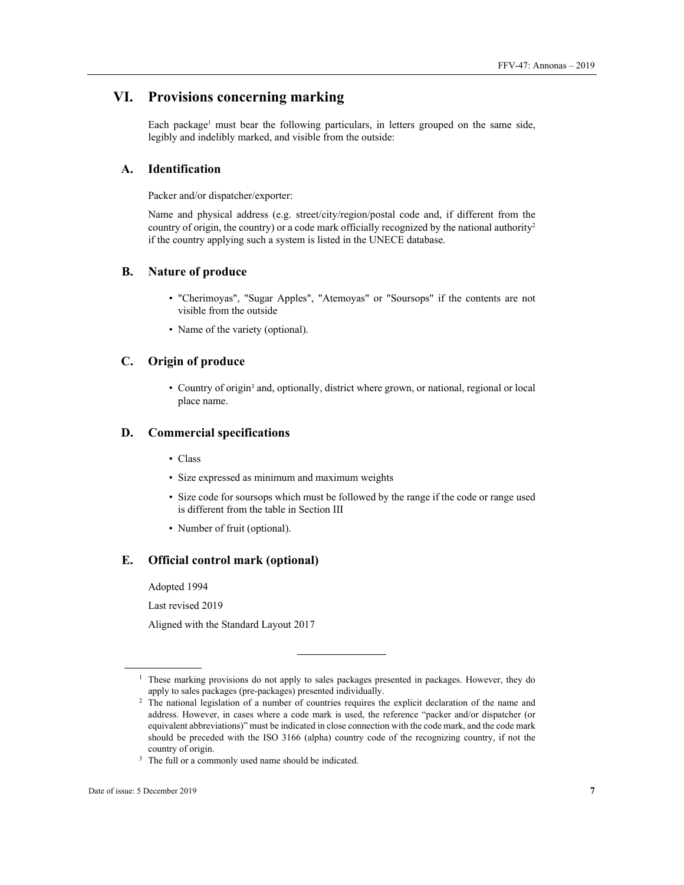# VI. Provisions concerning marking

Each package[1] must bear the following particulars, in letters grouped on the same side, legibly and indelibly marked, and visible from the outside:

## A. Identification

Packer and/or dispatcher/exporter:

Name and physical address (e.g. street/city/region/postal code and, if different from the country of origin, the country) or a code mark officially recognized by the national authority[2] if the country applying such a system is listed in the UNECE database.

## B. Nature of produce

- "Cherimoyas", "Sugar Apples", "Atemoyas" or "Soursops" if the contents are not visible from the outside
- Name of the variety (optional).

## C. Origin of produce

- Country of origin[3] and, optionally, district where grown, or national, regional or local place name.

## D. Commercial specifications

- Class
- Size expressed as minimum and maximum weights
- Size code for soursops which must be followed by the range if the code or range used is different from the table in Section III
- Number of fruit (optional).

## E. Official control mark (optional)

Adopted 1994

Last revised 2019

Aligned with the Standard Layout 2017

---

[1] These marking provisions do not apply to sales packages presented in packages. However, they do apply to sales packages (pre-packages) presented individually.

[2] The national legislation of a number of countries requires the explicit declaration of the name and address. However, in cases where a code mark is used, the reference "packer and/or dispatcher (or equivalent abbreviations)" must be indicated in close connection with the code mark, and the code mark should be preceded with the ISO 3166 (alpha) country code of the recognizing country, if not the country of origin.

[3] The full or a commonly used name should be indicated.